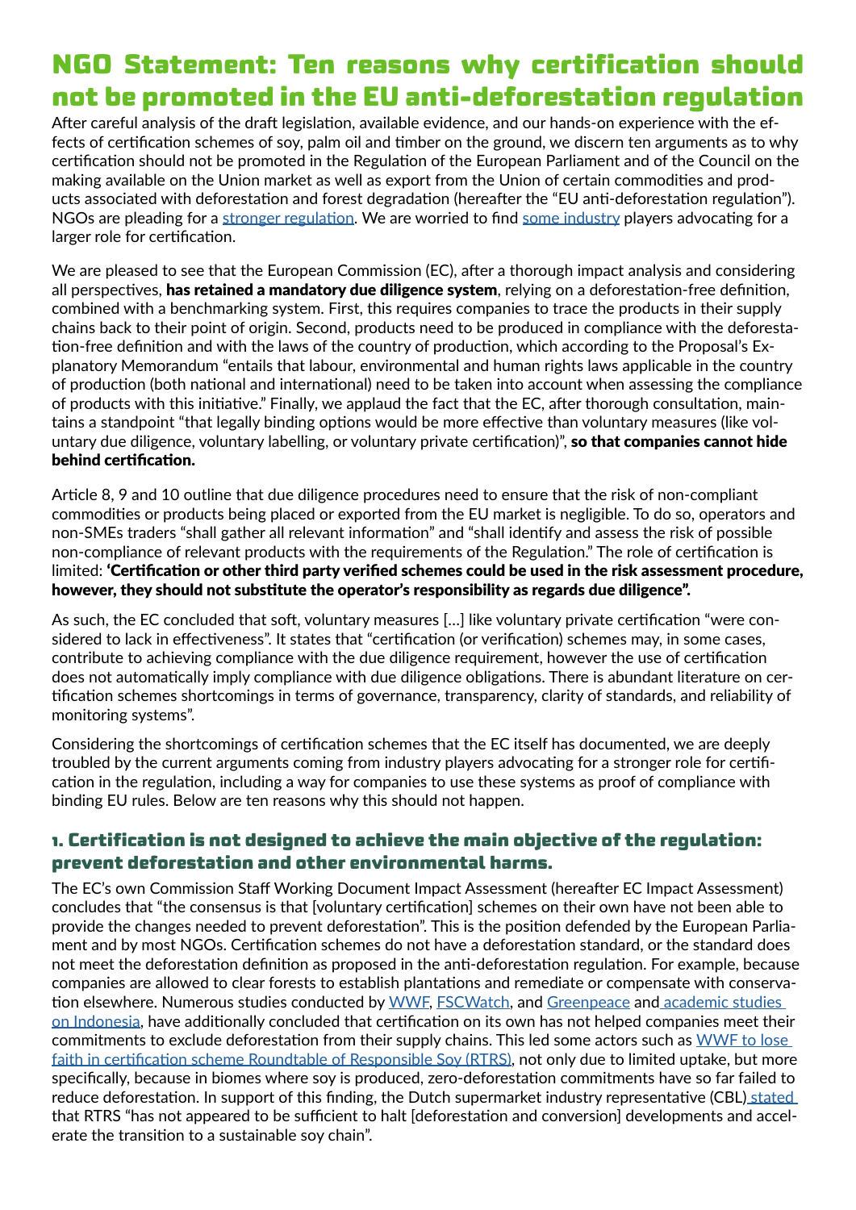# NGO Statement: Ten reasons why certification should not be promoted in the EU anti-deforestation regulation

After careful analysis of the draft legislation, available evidence, and our hands-on experience with the effects of certification schemes of soy, palm oil and timber on the ground, we discern ten arguments as to why certification should not be promoted in the Regulation of the European Parliament and of the Council on the making available on the Union market as well as export from the Union of certain commodities and products associated with deforestation and forest degradation (hereafter the "EU anti-deforestation regulation"). NGOs are pleading for a stronger regulation. We are worried to find some industry players advocating for a larger role for certification.

We are pleased to see that the European Commission (EC), after a thorough impact analysis and considering all perspectives, **has retained a mandatory due diligence system**, relying on a deforestation-free definition, combined with a benchmarking system. First, this requires companies to trace the products in their supply chains back to their point of origin. Second, products need to be produced in compliance with the deforestation-free definition and with the laws of the country of production, which according to the Proposal's Explanatory Memorandum "entails that labour, environmental and human rights laws applicable in the country of production (both national and international) need to be taken into account when assessing the compliance of products with this initiative." Finally, we applaud the fact that the EC, after thorough consultation, maintains a standpoint "that legally binding options would be more effective than voluntary measures (like voluntary due diligence, voluntary labelling, or voluntary private certification)", **so that companies cannot hide behind certification.**

Article 8, 9 and 10 outline that due diligence procedures need to ensure that the risk of non-compliant commodities or products being placed or exported from the EU market is negligible. To do so, operators and non-SMEs traders "shall gather all relevant information" and "shall identify and assess the risk of possible non-compliance of relevant products with the requirements of the Regulation." The role of certification is limited: **'Certification or other third party verified schemes could be used in the risk assessment procedure, however, they should not substitute the operator's responsibility as regards due diligence".**

As such, the EC concluded that soft, voluntary measures [...] like voluntary private certification "were considered to lack in effectiveness". It states that "certification (or verification) schemes may, in some cases, contribute to achieving compliance with the due diligence requirement, however the use of certification does not automatically imply compliance with due diligence obligations. There is abundant literature on certification schemes shortcomings in terms of governance, transparency, clarity of standards, and reliability of monitoring systems".

Considering the shortcomings of certification schemes that the EC itself has documented, we are deeply troubled by the current arguments coming from industry players advocating for a stronger role for certification in the regulation, including a way for companies to use these systems as proof of compliance with binding EU rules. Below are ten reasons why this should not happen.

## 1. Certification is not designed to achieve the main objective of the regulation: prevent deforestation and other environmental harms.

The EC's own Commission Staff Working Document Impact Assessment (hereafter EC Impact Assessment) concludes that "the consensus is that [voluntary certification] schemes on their own have not been able to provide the changes needed to prevent deforestation". This is the position defended by the European Parliament and by most NGOs. Certification schemes do not have a deforestation standard, or the standard does not meet the deforestation definition as proposed in the anti-deforestation regulation. For example, because companies are allowed to clear forests to establish plantations and remediate or compensate with conservation elsewhere. Numerous studies conducted by WWF, FSCWatch, and Greenpeace and academic studies on Indonesia, have additionally concluded that certification on its own has not helped companies meet their commitments to exclude deforestation from their supply chains. This led some actors such as WWF to lose faith in certification scheme Roundtable of Responsible Soy (RTRS), not only due to limited uptake, but more specifically, because in biomes where soy is produced, zero-deforestation commitments have so far failed to reduce deforestation. In support of this finding, the Dutch supermarket industry representative (CBL) stated that RTRS "has not appeared to be sufficient to halt [deforestation and conversion] developments and accelerate the transition to a sustainable soy chain".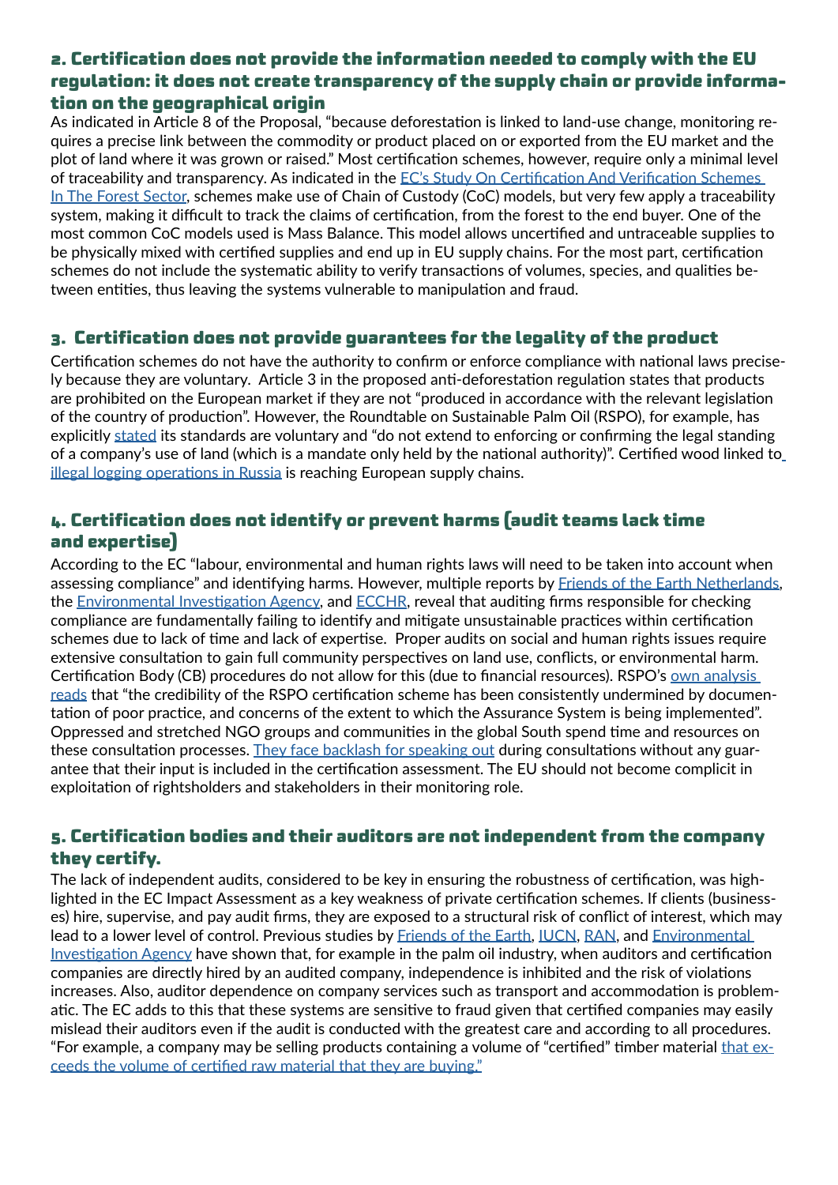## 2. Certification does not provide the information needed to comply with the EU regulation: it does not create transparency of the supply chain or provide information on the geographical origin

As indicated in Article 8 of the Proposal, "because deforestation is linked to land-use change, monitoring requires a precise link between the commodity or product placed on or exported from the EU market and the plot of land where it was grown or raised." Most certification schemes, however, require only a minimal level of traceability and transparency. As indicated in the [EC's Study On Certification And Verification Schemes In The Forest Sector](), schemes make use of Chain of Custody (CoC) models, but very few apply a traceability system, making it difficult to track the claims of certification, from the forest to the end buyer. One of the most common CoC models used is Mass Balance. This model allows uncertified and untraceable supplies to be physically mixed with certified supplies and end up in EU supply chains. For the most part, certification schemes do not include the systematic ability to verify transactions of volumes, species, and qualities between entities, thus leaving the systems vulnerable to manipulation and fraud.

## 3. Certification does not provide guarantees for the legality of the product

Certification schemes do not have the authority to confirm or enforce compliance with national laws precisely because they are voluntary. Article 3 in the proposed anti-deforestation regulation states that products are prohibited on the European market if they are not "produced in accordance with the relevant legislation of the country of production". However, the Roundtable on Sustainable Palm Oil (RSPO), for example, has explicitly [stated]() its standards are voluntary and "do not extend to enforcing or confirming the legal standing of a company's use of land (which is a mandate only held by the national authority)". Certified wood linked to [illegal logging operations in Russia]() is reaching European supply chains.

## 4. Certification does not identify or prevent harms (audit teams lack time and expertise)

According to the EC "labour, environmental and human rights laws will need to be taken into account when assessing compliance" and identifying harms. However, multiple reports by [Friends of the Earth Netherlands](), the [Environmental Investigation Agency](), and [ECCHR](), reveal that auditing firms responsible for checking compliance are fundamentally failing to identify and mitigate unsustainable practices within certification schemes due to lack of time and lack of expertise. Proper audits on social and human rights issues require extensive consultation to gain full community perspectives on land use, conflicts, or environmental harm. Certification Body (CB) procedures do not allow for this (due to financial resources). RSPO's [own analysis reads]() that "the credibility of the RSPO certification scheme has been consistently undermined by documentation of poor practice, and concerns of the extent to which the Assurance System is being implemented". Oppressed and stretched NGO groups and communities in the global South spend time and resources on these consultation processes. [They face backlash for speaking out]() during consultations without any guarantee that their input is included in the certification assessment. The EU should not become complicit in exploitation of rightsholders and stakeholders in their monitoring role.

## 5. Certification bodies and their auditors are not independent from the company they certify.

The lack of independent audits, considered to be key in ensuring the robustness of certification, was highlighted in the EC Impact Assessment as a key weakness of private certification schemes. If clients (businesses) hire, supervise, and pay audit firms, they are exposed to a structural risk of conflict of interest, which may lead to a lower level of control. Previous studies by [Friends of the Earth](), [IUCN](), [RAN](), and [Environmental Investigation Agency]() have shown that, for example in the palm oil industry, when auditors and certification companies are directly hired by an audited company, independence is inhibited and the risk of violations increases. Also, auditor dependence on company services such as transport and accommodation is problematic. The EC adds to this that these systems are sensitive to fraud given that certified companies may easily mislead their auditors even if the audit is conducted with the greatest care and according to all procedures. "For example, a company may be selling products containing a volume of "certified" timber material [that exceeds the volume of certified raw material that they are buying."]()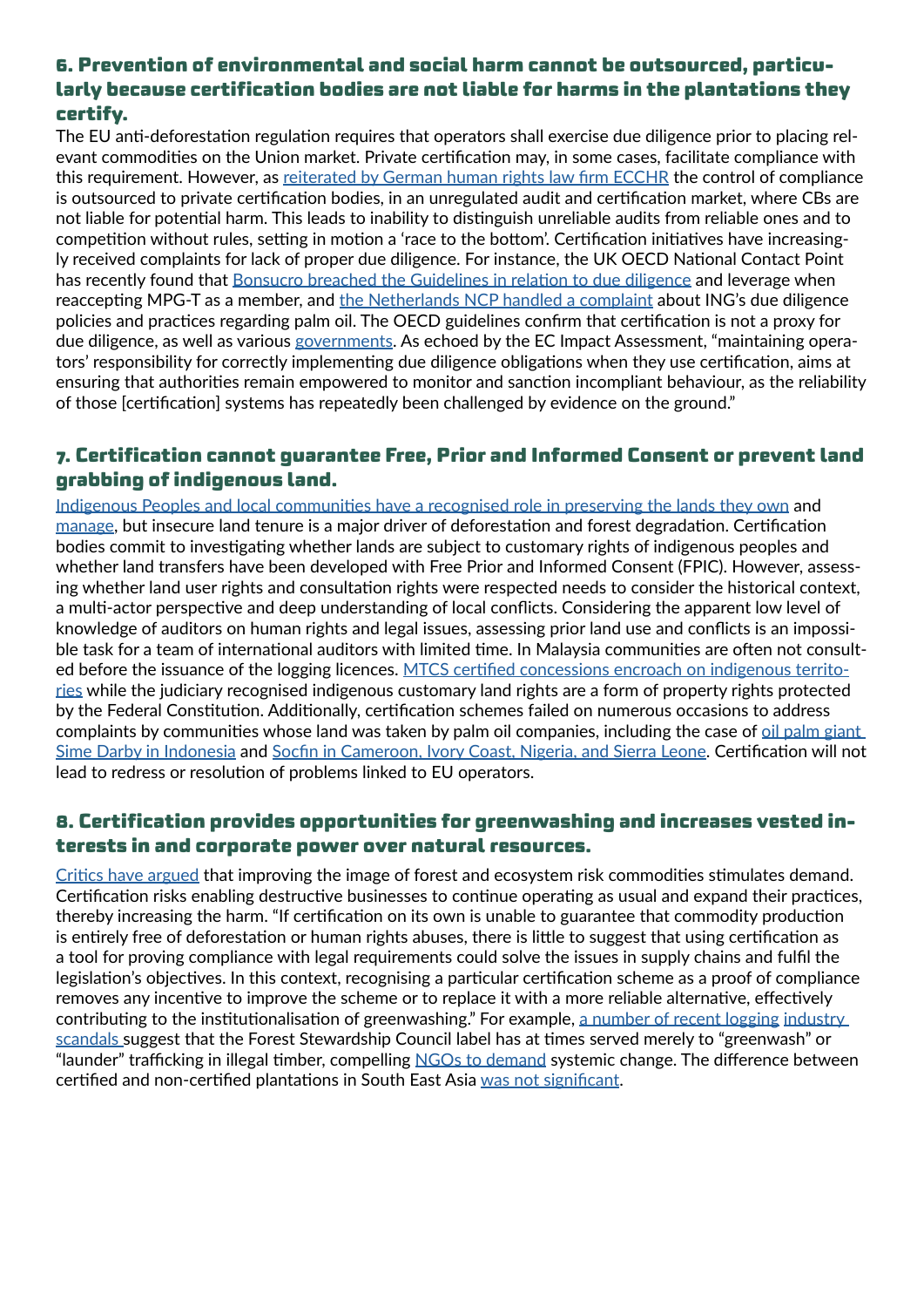## 6. Prevention of environmental and social harm cannot be outsourced, particularly because certification bodies are not liable for harms in the plantations they certify.

The EU anti-deforestation regulation requires that operators shall exercise due diligence prior to placing relevant commodities on the Union market. Private certification may, in some cases, facilitate compliance with this requirement. However, as reiterated by German human rights law firm ECCHR the control of compliance is outsourced to private certification bodies, in an unregulated audit and certification market, where CBs are not liable for potential harm. This leads to inability to distinguish unreliable audits from reliable ones and to competition without rules, setting in motion a 'race to the bottom'. Certification initiatives have increasingly received complaints for lack of proper due diligence. For instance, the UK OECD National Contact Point has recently found that Bonsucro breached the Guidelines in relation to due diligence and leverage when reaccepting MPG-T as a member, and the Netherlands NCP handled a complaint about ING's due diligence policies and practices regarding palm oil. The OECD guidelines confirm that certification is not a proxy for due diligence, as well as various governments. As echoed by the EC Impact Assessment, "maintaining operators' responsibility for correctly implementing due diligence obligations when they use certification, aims at ensuring that authorities remain empowered to monitor and sanction incompliant behaviour, as the reliability of those [certification] systems has repeatedly been challenged by evidence on the ground."

## 7. Certification cannot guarantee Free, Prior and Informed Consent or prevent land grabbing of indigenous land.

Indigenous Peoples and local communities have a recognised role in preserving the lands they own and manage, but insecure land tenure is a major driver of deforestation and forest degradation. Certification bodies commit to investigating whether lands are subject to customary rights of indigenous peoples and whether land transfers have been developed with Free Prior and Informed Consent (FPIC). However, assessing whether land user rights and consultation rights were respected needs to consider the historical context, a multi-actor perspective and deep understanding of local conflicts. Considering the apparent low level of knowledge of auditors on human rights and legal issues, assessing prior land use and conflicts is an impossible task for a team of international auditors with limited time. In Malaysia communities are often not consulted before the issuance of the logging licences. MTCS certified concessions encroach on indigenous territories while the judiciary recognised indigenous customary land rights are a form of property rights protected by the Federal Constitution. Additionally, certification schemes failed on numerous occasions to address complaints by communities whose land was taken by palm oil companies, including the case of oil palm giant Sime Darby in Indonesia and Socfin in Cameroon, Ivory Coast, Nigeria, and Sierra Leone. Certification will not lead to redress or resolution of problems linked to EU operators.

## 8. Certification provides opportunities for greenwashing and increases vested interests in and corporate power over natural resources.

Critics have argued that improving the image of forest and ecosystem risk commodities stimulates demand. Certification risks enabling destructive businesses to continue operating as usual and expand their practices, thereby increasing the harm. "If certification on its own is unable to guarantee that commodity production is entirely free of deforestation or human rights abuses, there is little to suggest that using certification as a tool for proving compliance with legal requirements could solve the issues in supply chains and fulfil the legislation's objectives. In this context, recognising a particular certification scheme as a proof of compliance removes any incentive to improve the scheme or to replace it with a more reliable alternative, effectively contributing to the institutionalisation of greenwashing." For example, a number of recent logging industry scandals suggest that the Forest Stewardship Council label has at times served merely to "greenwash" or "launder" trafficking in illegal timber, compelling NGOs to demand systemic change. The difference between certified and non-certified plantations in South East Asia was not significant.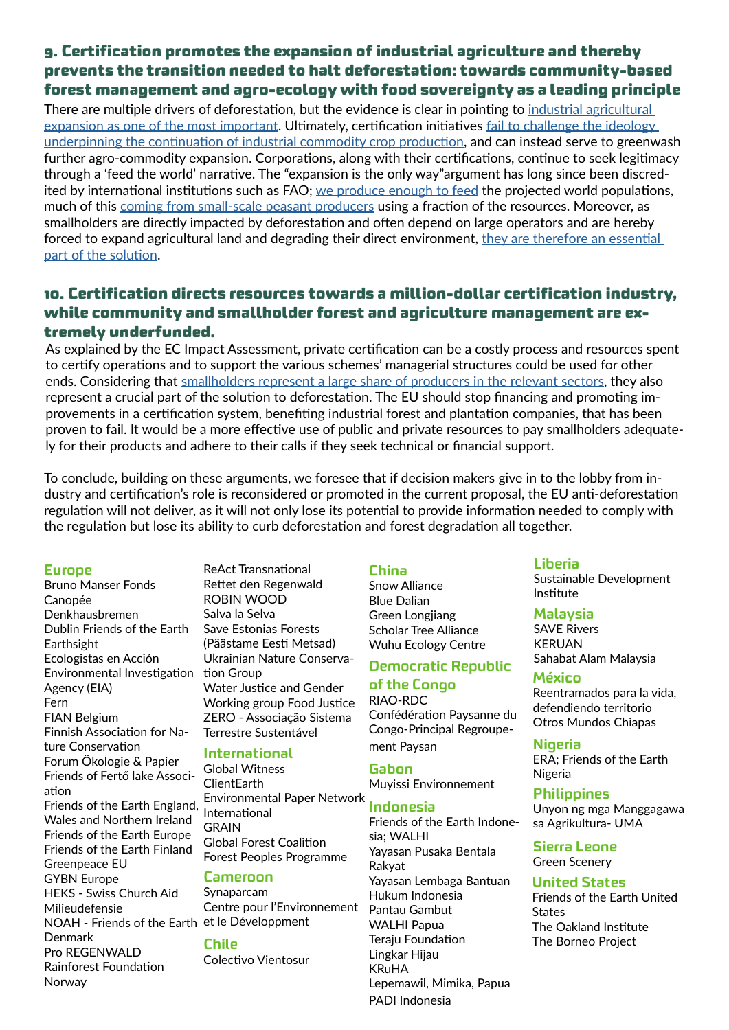## 9. Certification promotes the expansion of industrial agriculture and thereby prevents the transition needed to halt deforestation: towards community-based forest management and agro-ecology with food sovereignty as a leading principle

There are multiple drivers of deforestation, but the evidence is clear in pointing to industrial agricultural expansion as one of the most important. Ultimately, certification initiatives fail to challenge the ideology underpinning the continuation of industrial commodity crop production, and can instead serve to greenwash further agro-commodity expansion. Corporations, along with their certifications, continue to seek legitimacy through a 'feed the world' narrative. The "expansion is the only way"argument has long since been discredited by international institutions such as FAO; we produce enough to feed the projected world populations, much of this coming from small-scale peasant producers using a fraction of the resources. Moreover, as smallholders are directly impacted by deforestation and often depend on large operators and are hereby forced to expand agricultural land and degrading their direct environment, they are therefore an essential part of the solution.

## 10. Certification directs resources towards a million-dollar certification industry, while community and smallholder forest and agriculture management are extremely underfunded.

As explained by the EC Impact Assessment, private certification can be a costly process and resources spent to certify operations and to support the various schemes' managerial structures could be used for other ends. Considering that smallholders represent a large share of producers in the relevant sectors, they also represent a crucial part of the solution to deforestation. The EU should stop financing and promoting improvements in a certification system, benefiting industrial forest and plantation companies, that has been proven to fail. It would be a more effective use of public and private resources to pay smallholders adequately for their products and adhere to their calls if they seek technical or financial support.

To conclude, building on these arguments, we foresee that if decision makers give in to the lobby from industry and certification's role is reconsidered or promoted in the current proposal, the EU anti-deforestation regulation will not deliver, as it will not only lose its potential to provide information needed to comply with the regulation but lose its ability to curb deforestation and forest degradation all together.

### Europe
Bruno Manser Fonds
Canopée
Denkhausbremen
Dublin Friends of the Earth
Earthsight
Ecologistas en Acción
Environmental Investigation Agency (EIA)
Fern
FIAN Belgium
Finnish Association for Nature Conservation
Forum Ökologie & Papier
Friends of Fertő lake Association
Friends of the Earth England, Wales and Northern Ireland
Friends of the Earth Europe
Friends of the Earth Finland
Greenpeace EU
GYBN Europe
HEKS - Swiss Church Aid
Milieudefensie
NOAH - Friends of the Earth Denmark
Pro REGENWALD
Rainforest Foundation Norway
ReAct Transnational
Rettet den Regenwald
ROBIN WOOD
Salva la Selva
Save Estonias Forests (Päästame Eesti Metsad)
Ukrainian Nature Conservation Group
Water Justice and Gender
Working group Food Justice
ZERO - Associação Sistema Terrestre Sustentável

### International
Global Witness
ClientEarth
Environmental Paper Network International
GRAIN
Global Forest Coalition
Forest Peoples Programme

### Cameroon
Synaparcam
Centre pour l'Environnement et le Développment

### Chile
Colectivo Vientosur

### China
Snow Alliance
Blue Dalian
Green Longjiang
Scholar Tree Alliance
Wuhu Ecology Centre

### Democratic Republic of the Congo
RIAO-RDC
Confédération Paysanne du Congo-Principal Regroupement Paysan

### Gabon
Muyissi Environnement

### Indonesia
Friends of the Earth Indonesia; WALHI
Yayasan Pusaka Bentala Rakyat
Yayasan Lembaga Bantuan Hukum Indonesia
Pantau Gambut
WALHI Papua
Teraju Foundation
Lingkar Hijau
KRuHA
Lepemawil, Mimika, Papua
PADI Indonesia

### Liberia
Sustainable Development Institute

### Malaysia
SAVE Rivers
KERUAN
Sahabat Alam Malaysia

### México
Reentramados para la vida, defendiendo territorio
Otros Mundos Chiapas

### Nigeria
ERA; Friends of the Earth Nigeria

### Philippines
Unyon ng mga Manggagawa sa Agrikultura- UMA

### Sierra Leone
Green Scenery

### United States
Friends of the Earth United States
The Oakland Institute
The Borneo Project